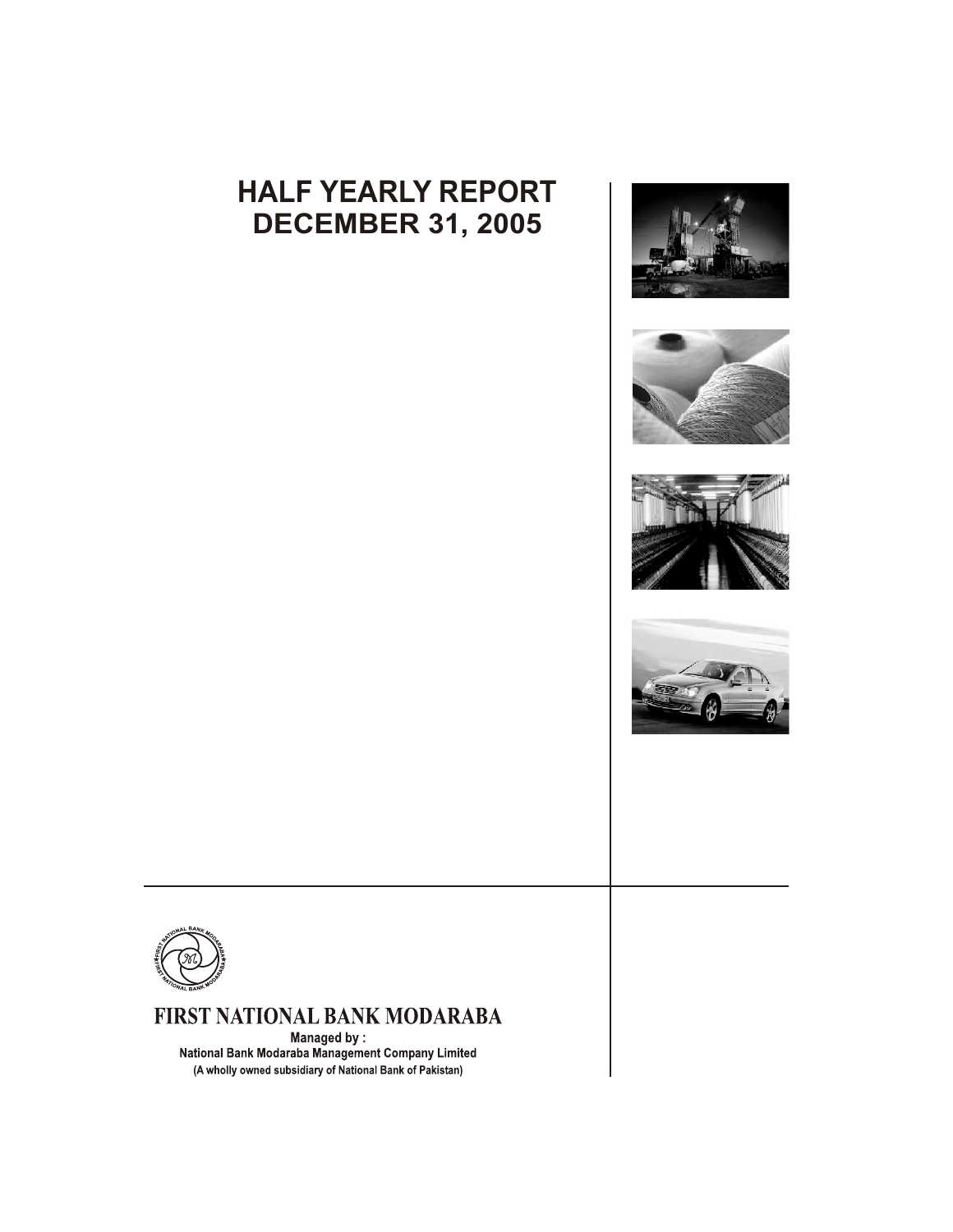# HALF YEARLY REPORT
# DECEMBER 31, 2005

**FIRST NATIONAL BANK MODARABA**

**Managed by :**
**National Bank Modaraba Management Company Limited**
**(A wholly owned subsidiary of National Bank of Pakistan)**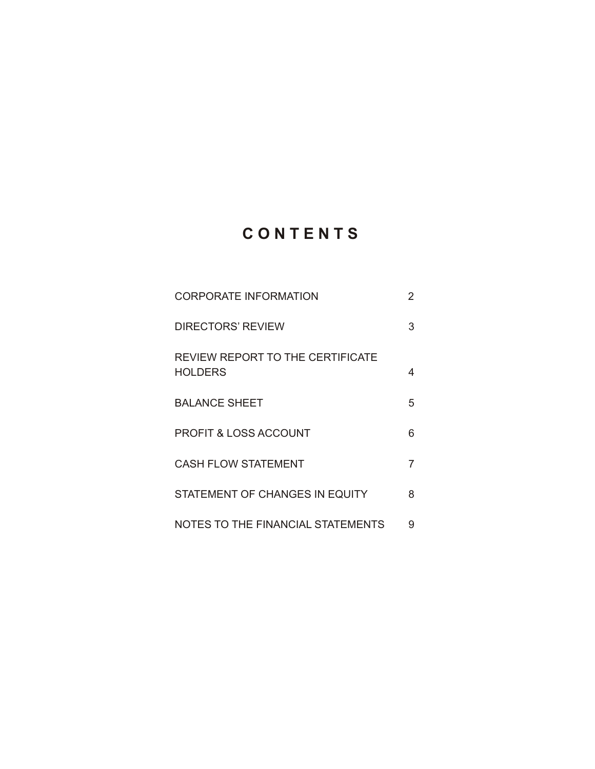# CONTENTS

| | |
|---|---|
| CORPORATE INFORMATION | 2 |
| DIRECTORS' REVIEW | 3 |
| REVIEW REPORT TO THE CERTIFICATE HOLDERS | 4 |
| BALANCE SHEET | 5 |
| PROFIT & LOSS ACCOUNT | 6 |
| CASH FLOW STATEMENT | 7 |
| STATEMENT OF CHANGES IN EQUITY | 8 |
| NOTES TO THE FINANCIAL STATEMENTS | 9 |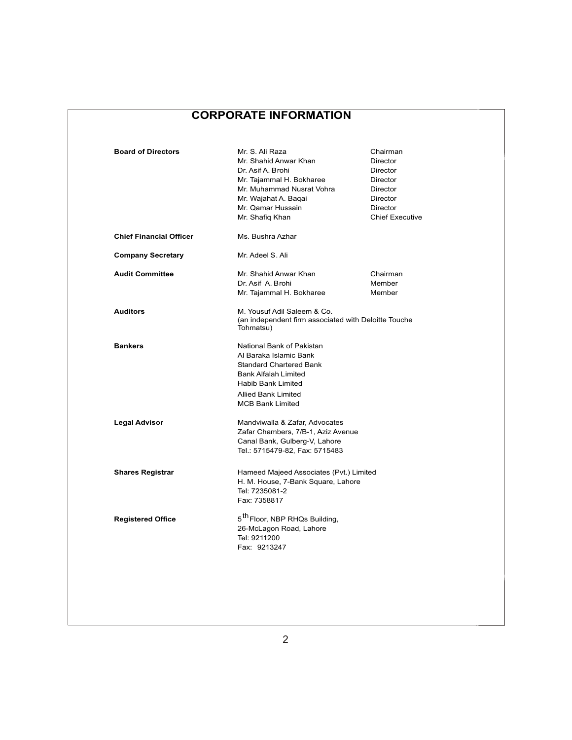# CORPORATE INFORMATION

| | | |
|---|---|---|
| **Board of Directors** | Mr. S. Ali Raza | Chairman |
| | Mr. Shahid Anwar Khan | Director |
| | Dr. Asif A. Brohi | Director |
| | Mr. Tajammal H. Bokharee | Director |
| | Mr. Muhammad Nusrat Vohra | Director |
| | Mr. Wajahat A. Baqai | Director |
| | Mr. Qamar Hussain | Director |
| | Mr. Shafiq Khan | Chief Executive |
| **Chief Financial Officer** | Ms. Bushra Azhar | |
| **Company Secretary** | Mr. Adeel S. Ali | |
| **Audit Committee** | Mr. Shahid Anwar Khan | Chairman |
| | Dr. Asif A. Brohi | Member |
| | Mr. Tajammal H. Bokharee | Member |

**Auditors**

M. Yousuf Adil Saleem & Co.
(an independent firm associated with Deloitte Touche Tohmatsu)

**Bankers**

National Bank of Pakistan
Al Baraka Islamic Bank
Standard Chartered Bank
Bank Alfalah Limited
Habib Bank Limited
Allied Bank Limited
MCB Bank Limited

**Legal Advisor**

Mandviwalla & Zafar, Advocates
Zafar Chambers, 7/B-1, Aziz Avenue
Canal Bank, Gulberg-V, Lahore
Tel.: 5715479-82, Fax: 5715483

**Shares Registrar**

Hameed Majeed Associates (Pvt.) Limited
H. M. House, 7-Bank Square, Lahore
Tel: 7235081-2
Fax: 7358817

**Registered Office**

5th Floor, NBP RHQs Building,
26-McLagon Road, Lahore
Tel: 9211200
Fax: 9213247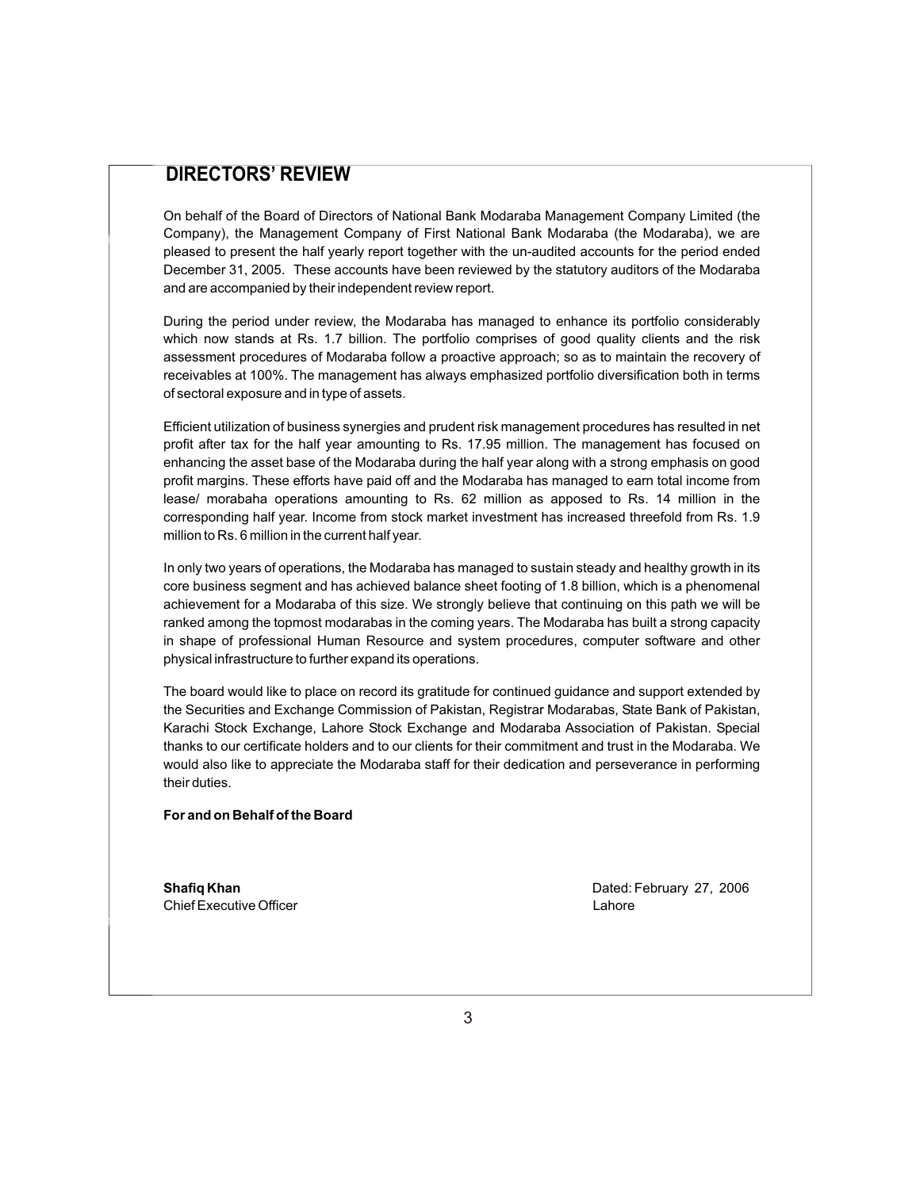# DIRECTORS' REVIEW

On behalf of the Board of Directors of National Bank Modaraba Management Company Limited (the Company), the Management Company of First National Bank Modaraba (the Modaraba), we are pleased to present the half yearly report together with the un-audited accounts for the period ended December 31, 2005. These accounts have been reviewed by the statutory auditors of the Modaraba and are accompanied by their independent review report.

During the period under review, the Modaraba has managed to enhance its portfolio considerably which now stands at Rs. 1.7 billion. The portfolio comprises of good quality clients and the risk assessment procedures of Modaraba follow a proactive approach; so as to maintain the recovery of receivables at 100%. The management has always emphasized portfolio diversification both in terms of sectoral exposure and in type of assets.

Efficient utilization of business synergies and prudent risk management procedures has resulted in net profit after tax for the half year amounting to Rs. 17.95 million. The management has focused on enhancing the asset base of the Modaraba during the half year along with a strong emphasis on good profit margins. These efforts have paid off and the Modaraba has managed to earn total income from lease/ morabaha operations amounting to Rs. 62 million as apposed to Rs. 14 million in the corresponding half year. Income from stock market investment has increased threefold from Rs. 1.9 million to Rs. 6 million in the current half year.

In only two years of operations, the Modaraba has managed to sustain steady and healthy growth in its core business segment and has achieved balance sheet footing of 1.8 billion, which is a phenomenal achievement for a Modaraba of this size. We strongly believe that continuing on this path we will be ranked among the topmost modarabas in the coming years. The Modaraba has built a strong capacity in shape of professional Human Resource and system procedures, computer software and other physical infrastructure to further expand its operations.

The board would like to place on record its gratitude for continued guidance and support extended by the Securities and Exchange Commission of Pakistan, Registrar Modarabas, State Bank of Pakistan, Karachi Stock Exchange, Lahore Stock Exchange and Modaraba Association of Pakistan. Special thanks to our certificate holders and to our clients for their commitment and trust in the Modaraba. We would also like to appreciate the Modaraba staff for their dedication and perseverance in performing their duties.

**For and on Behalf of the Board**

**Shafiq Khan**
Chief Executive Officer

Dated: February 27, 2006
Lahore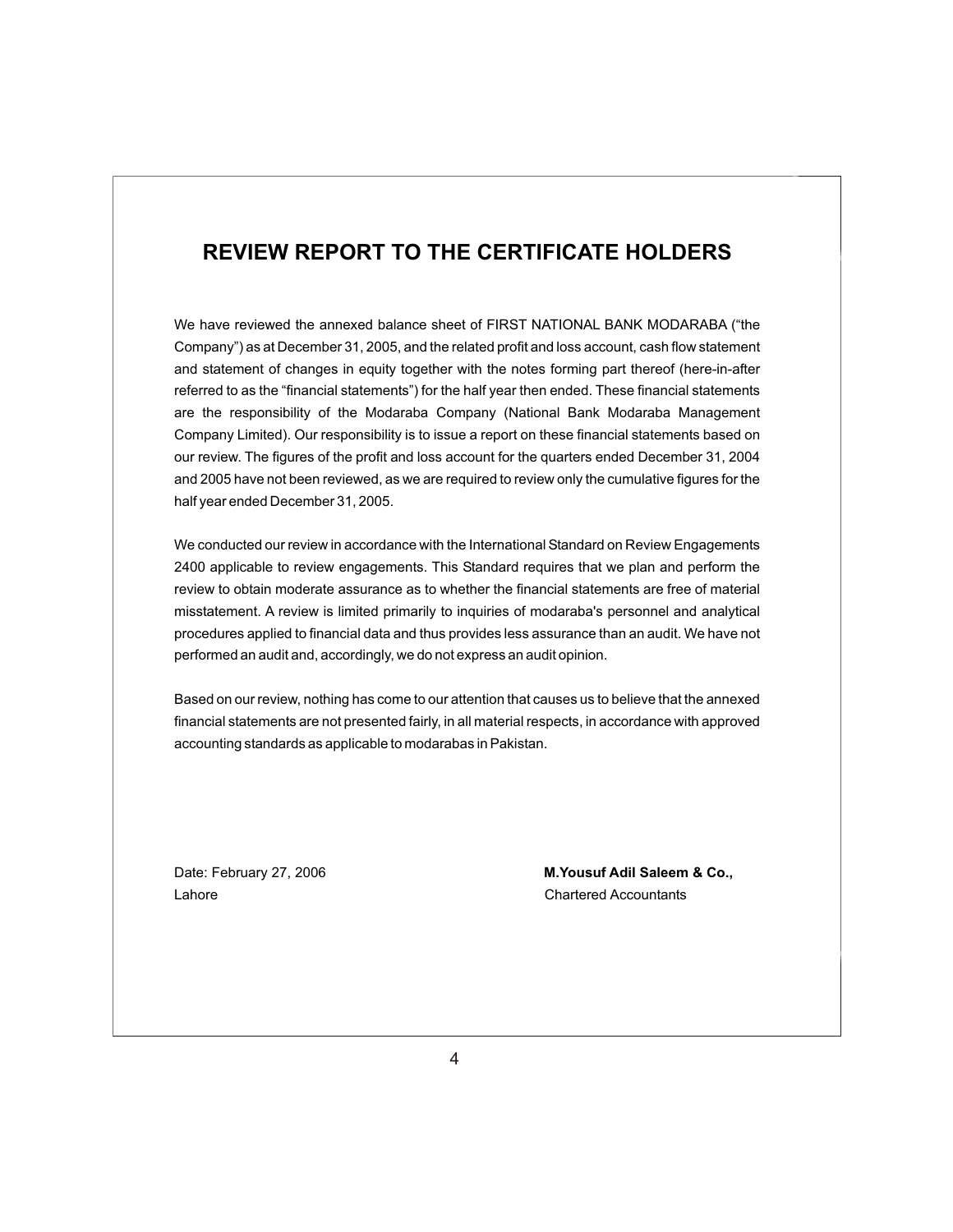# REVIEW REPORT TO THE CERTIFICATE HOLDERS

We have reviewed the annexed balance sheet of FIRST NATIONAL BANK MODARABA ("the Company") as at December 31, 2005, and the related profit and loss account, cash flow statement and statement of changes in equity together with the notes forming part thereof (here-in-after referred to as the "financial statements") for the half year then ended. These financial statements are the responsibility of the Modaraba Company (National Bank Modaraba Management Company Limited). Our responsibility is to issue a report on these financial statements based on our review. The figures of the profit and loss account for the quarters ended December 31, 2004 and 2005 have not been reviewed, as we are required to review only the cumulative figures for the half year ended December 31, 2005.

We conducted our review in accordance with the International Standard on Review Engagements 2400 applicable to review engagements. This Standard requires that we plan and perform the review to obtain moderate assurance as to whether the financial statements are free of material misstatement. A review is limited primarily to inquiries of modaraba's personnel and analytical procedures applied to financial data and thus provides less assurance than an audit. We have not performed an audit and, accordingly, we do not express an audit opinion.

Based on our review, nothing has come to our attention that causes us to believe that the annexed financial statements are not presented fairly, in all material respects, in accordance with approved accounting standards as applicable to modarabas in Pakistan.

Date: February 27, 2006
Lahore

**M.Yousuf Adil Saleem & Co.,**
Chartered Accountants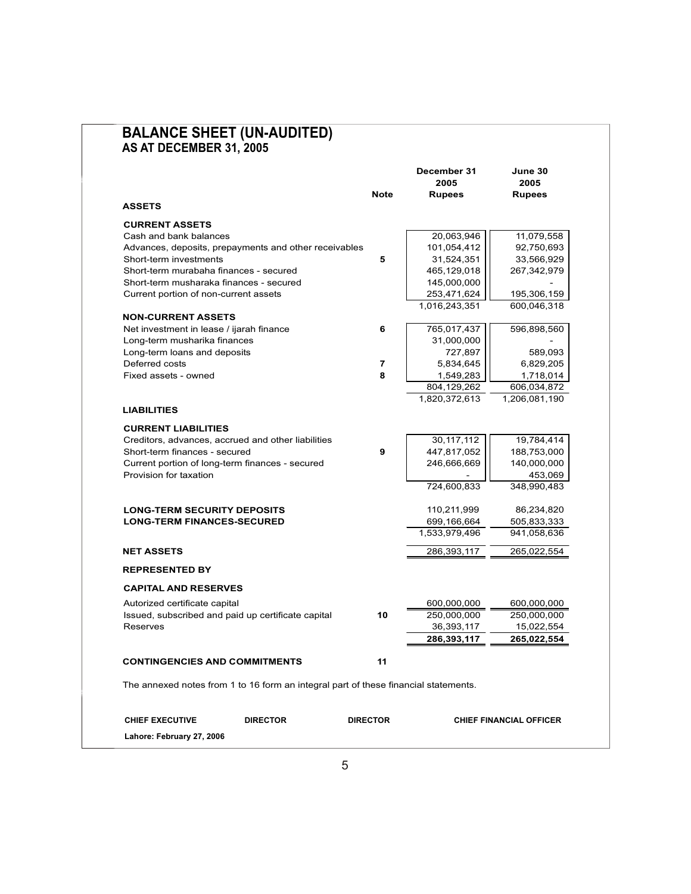# BALANCE SHEET (UN-AUDITED)
## AS AT DECEMBER 31, 2005

| | Note | December 31 2005 Rupees | June 30 2005 Rupees |
|---|---|---|---|
| **ASSETS** | | | |
| **CURRENT ASSETS** | | | |
| Cash and bank balances | | 20,063,946 | 11,079,558 |
| Advances, deposits, prepayments and other receivables | | 101,054,412 | 92,750,693 |
| Short-term investments | 5 | 31,524,351 | 33,566,929 |
| Short-term murabaha finances - secured | | 465,129,018 | 267,342,979 |
| Short-term musharaka finances - secured | | 145,000,000 | - |
| Current portion of non-current assets | | 253,471,624 | 195,306,159 |
| | | 1,016,243,351 | 600,046,318 |
| **NON-CURRENT ASSETS** | | | |
| Net investment in lease / ijarah finance | 6 | 765,017,437 | 596,898,560 |
| Long-term musharika finances | | 31,000,000 | - |
| Long-term loans and deposits | | 727,897 | 589,093 |
| Deferred costs | 7 | 5,834,645 | 6,829,205 |
| Fixed assets - owned | 8 | 1,549,283 | 1,718,014 |
| | | 804,129,262 | 606,034,872 |
| | | 1,820,372,613 | 1,206,081,190 |
| **LIABILITIES** | | | |
| **CURRENT LIABILITIES** | | | |
| Creditors, advances, accrued and other liabilities | | 30,117,112 | 19,784,414 |
| Short-term finances - secured | 9 | 447,817,052 | 188,753,000 |
| Current portion of long-term finances - secured | | 246,666,669 | 140,000,000 |
| Provision for taxation | | - | 453,069 |
| | | 724,600,833 | 348,990,483 |
| **LONG-TERM SECURITY DEPOSITS** | | 110,211,999 | 86,234,820 |
| **LONG-TERM FINANCES-SECURED** | | 699,166,664 | 505,833,333 |
| | | 1,533,979,496 | 941,058,636 |
| **NET ASSETS** | | 286,393,117 | 265,022,554 |
| **REPRESENTED BY** | | | |
| **CAPITAL AND RESERVES** | | | |
| Autorized certificate capital | | 600,000,000 | 600,000,000 |
| Issued, subscribed and paid up certificate capital | 10 | 250,000,000 | 250,000,000 |
| Reserves | | 36,393,117 | 15,022,554 |
| | | **286,393,117** | **265,022,554** |
| **CONTINGENCIES AND COMMITMENTS** | 11 | | |

The annexed notes from 1 to 16 form an integral part of these financial statements.

**CHIEF EXECUTIVE** &nbsp;&nbsp;&nbsp; **DIRECTOR** &nbsp;&nbsp;&nbsp; **DIRECTOR** &nbsp;&nbsp;&nbsp; **CHIEF FINANCIAL OFFICER**

**Lahore: February 27, 2006**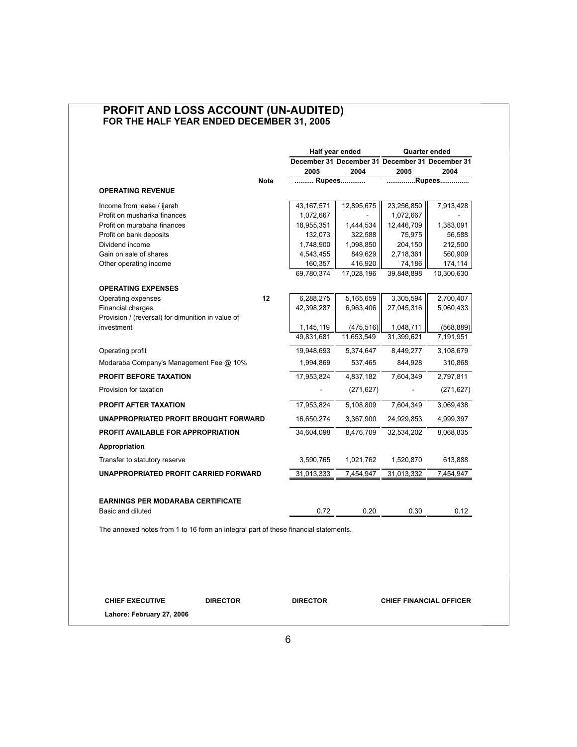# PROFIT AND LOSS ACCOUNT (UN-AUDITED)
## FOR THE HALF YEAR ENDED DECEMBER 31, 2005

| | Note | Half year ended | | Quarter ended | |
|---|---|---|---|---|---|
| | | December 31 2005 | December 31 2004 | December 31 2005 | December 31 2004 |
| | | .......... Rupees............ | | ..............Rupees............... | |
| **OPERATING REVENUE** | | | | | |
| Income from lease / ijarah | | 43,167,571 | 12,895,675 | 23,256,850 | 7,913,428 |
| Profit on musharika finances | | 1,072,667 | - | 1,072,667 | - |
| Profit on murabaha finances | | 18,955,351 | 1,444,534 | 12,446,709 | 1,383,091 |
| Profit on bank deposits | | 132,073 | 322,588 | 75,975 | 56,588 |
| Dividend income | | 1,748,900 | 1,098,850 | 204,150 | 212,500 |
| Gain on sale of shares | | 4,543,455 | 849,629 | 2,718,361 | 560,909 |
| Other operating income | | 160,357 | 416,920 | 74,186 | 174,114 |
| | | 69,780,374 | 17,028,196 | 39,848,898 | 10,300,630 |
| **OPERATING EXPENSES** | | | | | |
| Operating expenses | 12 | 6,288,275 | 5,165,659 | 3,305,594 | 2,700,407 |
| Financial charges | | 42,398,287 | 6,963,406 | 27,045,316 | 5,060,433 |
| Provision / (reversal) for dimunition in value of investment | | 1,145,119 | (475,516) | 1,048,711 | (568,889) |
| | | 49,831,681 | 11,653,549 | 31,399,621 | 7,191,951 |
| Operating profit | | 19,948,693 | 5,374,647 | 8,449,277 | 3,108,679 |
| Modaraba Company's Management Fee @ 10% | | 1,994,869 | 537,465 | 844,928 | 310,868 |
| **PROFIT BEFORE TAXATION** | | 17,953,824 | 4,837,182 | 7,604,349 | 2,797,811 |
| Provision for taxation | | - | (271,627) | - | (271,627) |
| **PROFIT AFTER TAXATION** | | 17,953,824 | 5,108,809 | 7,604,349 | 3,069,438 |
| **UNAPPROPRIATED PROFIT BROUGHT FORWARD** | | 16,650,274 | 3,367,900 | 24,929,853 | 4,999,397 |
| **PROFIT AVAILABLE FOR APPROPRIATION** | | 34,604,098 | 8,476,709 | 32,534,202 | 8,068,835 |
| **Appropriation** | | | | | |
| Transfer to statutory reserve | | 3,590,765 | 1,021,762 | 1,520,870 | 613,888 |
| **UNAPPROPRIATED PROFIT CARRIED FORWARD** | | 31,013,333 | 7,454,947 | 31,013,332 | 7,454,947 |
| **EARNINGS PER MODARABA CERTIFICATE** | | | | | |
| Basic and diluted | | 0.72 | 0.20 | 0.30 | 0.12 |

The annexed notes from 1 to 16 form an integral part of these financial statements.

**CHIEF EXECUTIVE** **DIRECTOR** **DIRECTOR** **CHIEF FINANCIAL OFFICER**

**Lahore: February 27, 2006**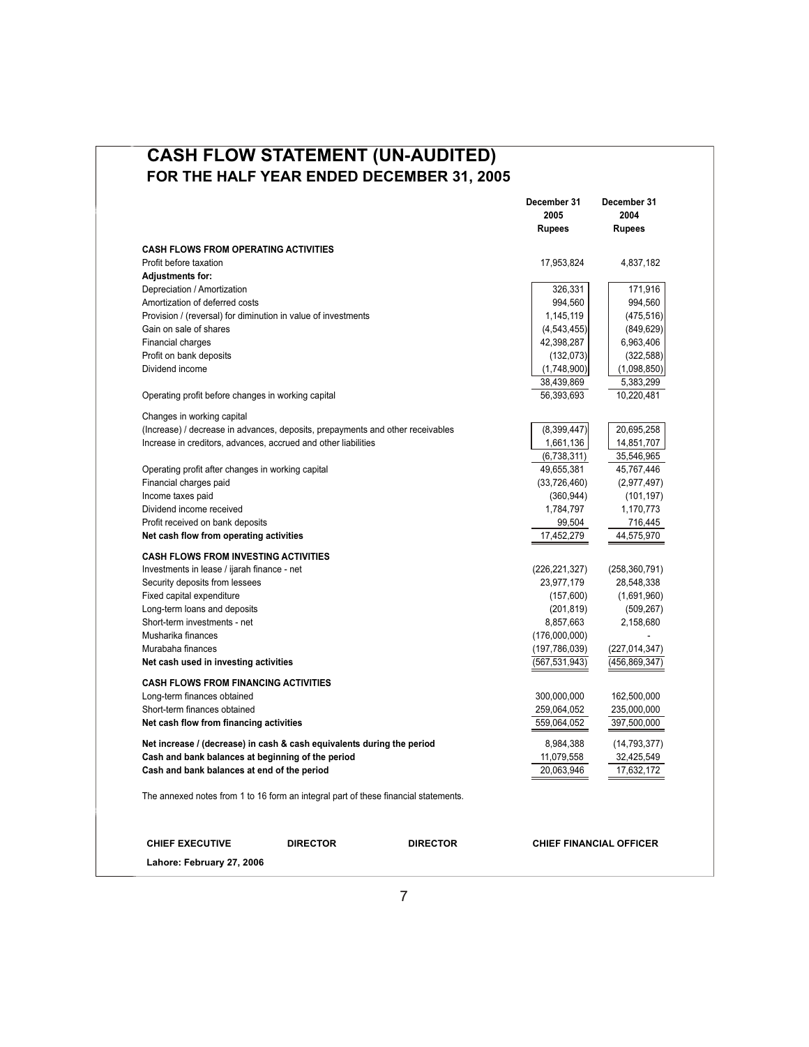# CASH FLOW STATEMENT (UN-AUDITED)
## FOR THE HALF YEAR ENDED DECEMBER 31, 2005

| | December 31 2005 Rupees | December 31 2004 Rupees |
|---|---|---|
| **CASH FLOWS FROM OPERATING ACTIVITIES** | | |
| Profit before taxation | 17,953,824 | 4,837,182 |
| **Adjustments for:** | | |
| Depreciation / Amortization | 326,331 | 171,916 |
| Amortization of deferred costs | 994,560 | 994,560 |
| Provision / (reversal) for diminution in value of investments | 1,145,119 | (475,516) |
| Gain on sale of shares | (4,543,455) | (849,629) |
| Financial charges | 42,398,287 | 6,963,406 |
| Profit on bank deposits | (132,073) | (322,588) |
| Dividend income | (1,748,900) | (1,098,850) |
| | 38,439,869 | 5,383,299 |
| Operating profit before changes in working capital | 56,393,693 | 10,220,481 |
| Changes in working capital | | |
| (Increase) / decrease in advances, deposits, prepayments and other receivables | (8,399,447) | 20,695,258 |
| Increase in creditors, advances, accrued and other liabilities | 1,661,136 | 14,851,707 |
| | (6,738,311) | 35,546,965 |
| Operating profit after changes in working capital | 49,655,381 | 45,767,446 |
| Financial charges paid | (33,726,460) | (2,977,497) |
| Income taxes paid | (360,944) | (101,197) |
| Dividend income received | 1,784,797 | 1,170,773 |
| Profit received on bank deposits | 99,504 | 716,445 |
| **Net cash flow from operating activities** | 17,452,279 | 44,575,970 |
| **CASH FLOWS FROM INVESTING ACTIVITIES** | | |
| Investments in lease / ijarah finance - net | (226,221,327) | (258,360,791) |
| Security deposits from lessees | 23,977,179 | 28,548,338 |
| Fixed capital expenditure | (157,600) | (1,691,960) |
| Long-term loans and deposits | (201,819) | (509,267) |
| Short-term investments - net | 8,857,663 | 2,158,680 |
| Musharika finances | (176,000,000) | - |
| Murabaha finances | (197,786,039) | (227,014,347) |
| **Net cash used in investing activities** | (567,531,943) | (456,869,347) |
| **CASH FLOWS FROM FINANCING ACTIVITIES** | | |
| Long-term finances obtained | 300,000,000 | 162,500,000 |
| Short-term finances obtained | 259,064,052 | 235,000,000 |
| **Net cash flow from financing activities** | 559,064,052 | 397,500,000 |
| **Net increase / (decrease) in cash & cash equivalents during the period** | 8,984,388 | (14,793,377) |
| **Cash and bank balances at beginning of the period** | 11,079,558 | 32,425,549 |
| **Cash and bank balances at end of the period** | 20,063,946 | 17,632,172 |

The annexed notes from 1 to 16 form an integral part of these financial statements.

**CHIEF EXECUTIVE** **DIRECTOR** **DIRECTOR** **CHIEF FINANCIAL OFFICER**

**Lahore: February 27, 2006**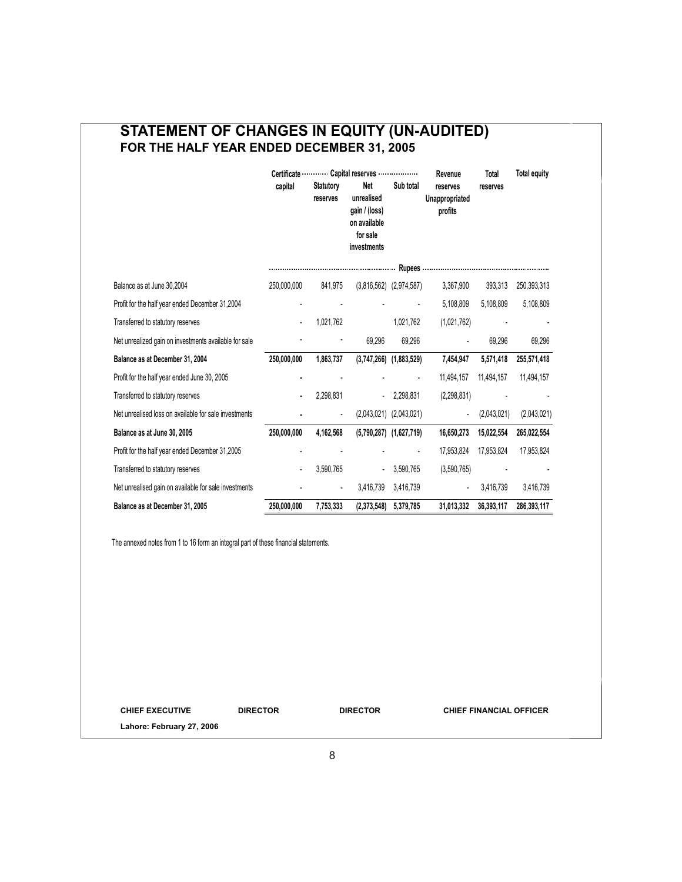# STATEMENT OF CHANGES IN EQUITY (UN-AUDITED)
## FOR THE HALF YEAR ENDED DECEMBER 31, 2005

| | Certificate capital | Capital reserves | | | Revenue reserves | Total reserves | Total equity |
|---|---|---|---|---|---|---|---|
| | | Statutory reserves | Net unrealised gain / (loss) on available for sale investments | Sub total | Unappropriated profits | | |
| | Rupees | | | | | | |
| Balance as at June 30,2004 | 250,000,000 | 841,975 | (3,816,562) | (2,974,587) | 3,367,900 | 393,313 | 250,393,313 |
| Profit for the half year ended December 31,2004 | - | - | - | - | 5,108,809 | 5,108,809 | 5,108,809 |
| Transferred to statutory reserves | - | 1,021,762 | | 1,021,762 | (1,021,762) | - | - |
| Net unrealized gain on investments available for sale | - | - | 69,296 | 69,296 | - | 69,296 | 69,296 |
| **Balance as at December 31, 2004** | **250,000,000** | **1,863,737** | **(3,747,266)** | **(1,883,529)** | **7,454,947** | **5,571,418** | **255,571,418** |
| Profit for the half year ended June 30, 2005 | - | - | - | - | 11,494,157 | 11,494,157 | 11,494,157 |
| Transferred to statutory reserves | - | 2,298,831 | - | 2,298,831 | (2,298,831) | - | - |
| Net unrealised loss on available for sale investments | - | - | (2,043,021) | (2,043,021) | - | (2,043,021) | (2,043,021) |
| **Balance as at June 30, 2005** | **250,000,000** | **4,162,568** | **(5,790,287)** | **(1,627,719)** | **16,650,273** | **15,022,554** | **265,022,554** |
| Profit for the half year ended December 31,2005 | - | - | - | - | 17,953,824 | 17,953,824 | 17,953,824 |
| Transferred to statutory reserves | - | 3,590,765 | - | 3,590,765 | (3,590,765) | - | - |
| Net unrealised gain on available for sale investments | - | - | 3,416,739 | 3,416,739 | - | 3,416,739 | 3,416,739 |
| **Balance as at December 31, 2005** | **250,000,000** | **7,753,333** | **(2,373,548)** | **5,379,785** | **31,013,332** | **36,393,117** | **286,393,117** |

The annexed notes from 1 to 16 form an integral part of these financial statements.

**CHIEF EXECUTIVE** **DIRECTOR** **DIRECTOR** **CHIEF FINANCIAL OFFICER**

**Lahore: February 27, 2006**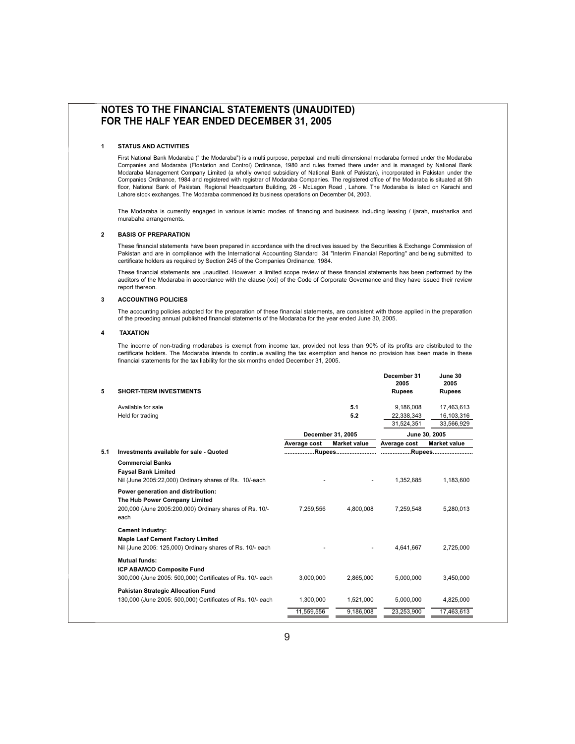# NOTES TO THE FINANCIAL STATEMENTS (UNAUDITED)
# FOR THE HALF YEAR ENDED DECEMBER 31, 2005

## 1 STATUS AND ACTIVITIES

First National Bank Modaraba (" the Modaraba") is a multi purpose, perpetual and multi dimensional modaraba formed under the Modaraba Companies and Modaraba (Floatation and Control) Ordinance, 1980 and rules framed there under and is managed by National Bank Modaraba Management Company Limited (a wholly owned subsidiary of National Bank of Pakistan), incorporated in Pakistan under the Companies Ordinance, 1984 and registered with registrar of Modaraba Companies. The registered office of the Modaraba is situated at 5th floor, National Bank of Pakistan, Regional Headquarters Building, 26 - McLagon Road , Lahore. The Modaraba is listed on Karachi and Lahore stock exchanges. The Modaraba commenced its business operations on December 04, 2003.

The Modaraba is currently engaged in various islamic modes of financing and business including leasing / ijarah, musharika and murabaha arrangements.

## 2 BASIS OF PREPARATION

These financial statements have been prepared in accordance with the directives issued by the Securities & Exchange Commission of Pakistan and are in compliance with the International Accounting Standard 34 "Interim Financial Reporting" and being submitted to certificate holders as required by Section 245 of the Companies Ordinance, 1984.

These financial statements are unaudited. However, a limited scope review of these financial statements has been performed by the auditors of the Modaraba in accordance with the clause (xxi) of the Code of Corporate Governance and they have issued their review report thereon.

## 3 ACCOUNTING POLICIES

The accounting policies adopted for the preparation of these financial statements, are consistent with those applied in the preparation of the preceding annual published financial statements of the Modaraba for the year ended June 30, 2005.

## 4 TAXATION

The income of non-trading modarabas is exempt from income tax, provided not less than 90% of its profits are distributed to the certificate holders. The Modaraba intends to continue availing the tax exemption and hence no provision has been made in these financial statements for the tax liability for the six months ended December 31, 2005.

## 5 SHORT-TERM INVESTMENTS

| | | December 31 2005 Rupees | June 30 2005 Rupees |
|---|---|---|---|
| Available for sale | 5.1 | 9,186,008 | 17,463,613 |
| Held for trading | 5.2 | 22,338,343 | 16,103,316 |
| | | 31,524,351 | 33,566,929 |

### 5.1 Investments available for sale - Quoted

| | December 31, 2005 | | June 30, 2005 | |
|---|---|---|---|---|
| | Average cost | Market value | Average cost | Market value |
| | ..................Rupees........................ | | ..................Rupees........................ | |
| **Commercial Banks** | | | | |
| **Faysal Bank Limited** | | | | |
| Nil (June 2005:22,000) Ordinary shares of Rs. 10/-each | - | - | 1,352,685 | 1,183,600 |
| **Power generation and distribution:** | | | | |
| **The Hub Power Company Limited** | | | | |
| 200,000 (June 2005:200,000) Ordinary shares of Rs. 10/- each | 7,259,556 | 4,800,008 | 7,259,548 | 5,280,013 |
| **Cement industry:** | | | | |
| **Maple Leaf Cement Factory Limited** | | | | |
| Nil (June 2005: 125,000) Ordinary shares of Rs. 10/- each | - | - | 4,641,667 | 2,725,000 |
| **Mutual funds:** | | | | |
| **ICP ABAMCO Composite Fund** | | | | |
| 300,000 (June 2005: 500,000) Certificates of Rs. 10/- each | 3,000,000 | 2,865,000 | 5,000,000 | 3,450,000 |
| **Pakistan Strategic Allocation Fund** | | | | |
| 130,000 (June 2005: 500,000) Certificates of Rs. 10/- each | 1,300,000 | 1,521,000 | 5,000,000 | 4,825,000 |
| | 11,559,556 | 9,186,008 | 23,253,900 | 17,463,613 |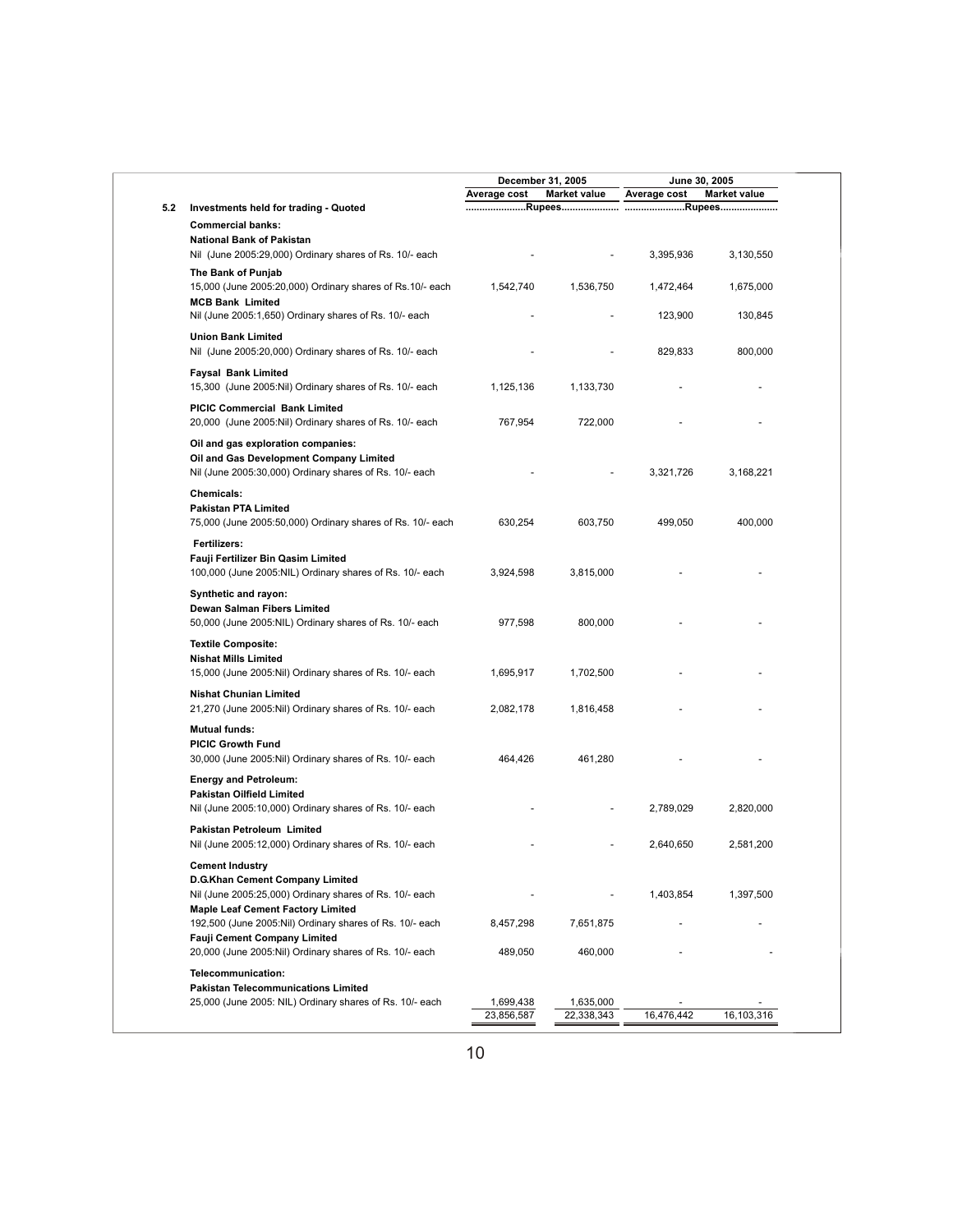| | December 31, 2005 | | June 30, 2005 | |
|---|---|---|---|---|
| | Average cost | Market value | Average cost | Market value |
| **5.2 Investments held for trading - Quoted** | ......................Rupees...................... | | ......................Rupees...................... | |
| **Commercial banks:** | | | | |
| **National Bank of Pakistan** | | | | |
| Nil (June 2005:29,000) Ordinary shares of Rs. 10/- each | - | - | 3,395,936 | 3,130,550 |
| **The Bank of Punjab** | | | | |
| 15,000 (June 2005:20,000) Ordinary shares of Rs.10/- each | 1,542,740 | 1,536,750 | 1,472,464 | 1,675,000 |
| **MCB Bank Limited** | | | | |
| Nil (June 2005:1,650) Ordinary shares of Rs. 10/- each | - | - | 123,900 | 130,845 |
| **Union Bank Limited** | | | | |
| Nil (June 2005:20,000) Ordinary shares of Rs. 10/- each | - | - | 829,833 | 800,000 |
| **Faysal Bank Limited** | | | | |
| 15,300 (June 2005:Nil) Ordinary shares of Rs. 10/- each | 1,125,136 | 1,133,730 | - | - |
| **PICIC Commercial Bank Limited** | | | | |
| 20,000 (June 2005:Nil) Ordinary shares of Rs. 10/- each | 767,954 | 722,000 | - | - |
| **Oil and gas exploration companies:** | | | | |
| **Oil and Gas Development Company Limited** | | | | |
| Nil (June 2005:30,000) Ordinary shares of Rs. 10/- each | - | - | 3,321,726 | 3,168,221 |
| **Chemicals:** | | | | |
| **Pakistan PTA Limited** | | | | |
| 75,000 (June 2005:50,000) Ordinary shares of Rs. 10/- each | 630,254 | 603,750 | 499,050 | 400,000 |
| **Fertilizers:** | | | | |
| **Fauji Fertilizer Bin Qasim Limited** | | | | |
| 100,000 (June 2005:NIL) Ordinary shares of Rs. 10/- each | 3,924,598 | 3,815,000 | - | - |
| **Synthetic and rayon:** | | | | |
| **Dewan Salman Fibers Limited** | | | | |
| 50,000 (June 2005:NIL) Ordinary shares of Rs. 10/- each | 977,598 | 800,000 | - | - |
| **Textile Composite:** | | | | |
| **Nishat Mills Limited** | | | | |
| 15,000 (June 2005:Nil) Ordinary shares of Rs. 10/- each | 1,695,917 | 1,702,500 | - | - |
| **Nishat Chunian Limited** | | | | |
| 21,270 (June 2005:Nil) Ordinary shares of Rs. 10/- each | 2,082,178 | 1,816,458 | - | - |
| **Mutual funds:** | | | | |
| **PICIC Growth Fund** | | | | |
| 30,000 (June 2005:Nil) Ordinary shares of Rs. 10/- each | 464,426 | 461,280 | - | - |
| **Energy and Petroleum:** | | | | |
| **Pakistan Oilfield Limited** | | | | |
| Nil (June 2005:10,000) Ordinary shares of Rs. 10/- each | - | - | 2,789,029 | 2,820,000 |
| **Pakistan Petroleum Limited** | | | | |
| Nil (June 2005:12,000) Ordinary shares of Rs. 10/- each | - | - | 2,640,650 | 2,581,200 |
| **Cement Industry** | | | | |
| **D.G.Khan Cement Company Limited** | | | | |
| Nil (June 2005:25,000) Ordinary shares of Rs. 10/- each | - | - | 1,403,854 | 1,397,500 |
| **Maple Leaf Cement Factory Limited** | | | | |
| 192,500 (June 2005:Nil) Ordinary shares of Rs. 10/- each | 8,457,298 | 7,651,875 | - | - |
| **Fauji Cement Company Limited** | | | | |
| 20,000 (June 2005:Nil) Ordinary shares of Rs. 10/- each | 489,050 | 460,000 | - | - |
| **Telecommunication:** | | | | |
| **Pakistan Telecommunications Limited** | | | | |
| 25,000 (June 2005: NIL) Ordinary shares of Rs. 10/- each | 1,699,438 | 1,635,000 | - | - |
| | 23,856,587 | 22,338,343 | 16,476,442 | 16,103,316 |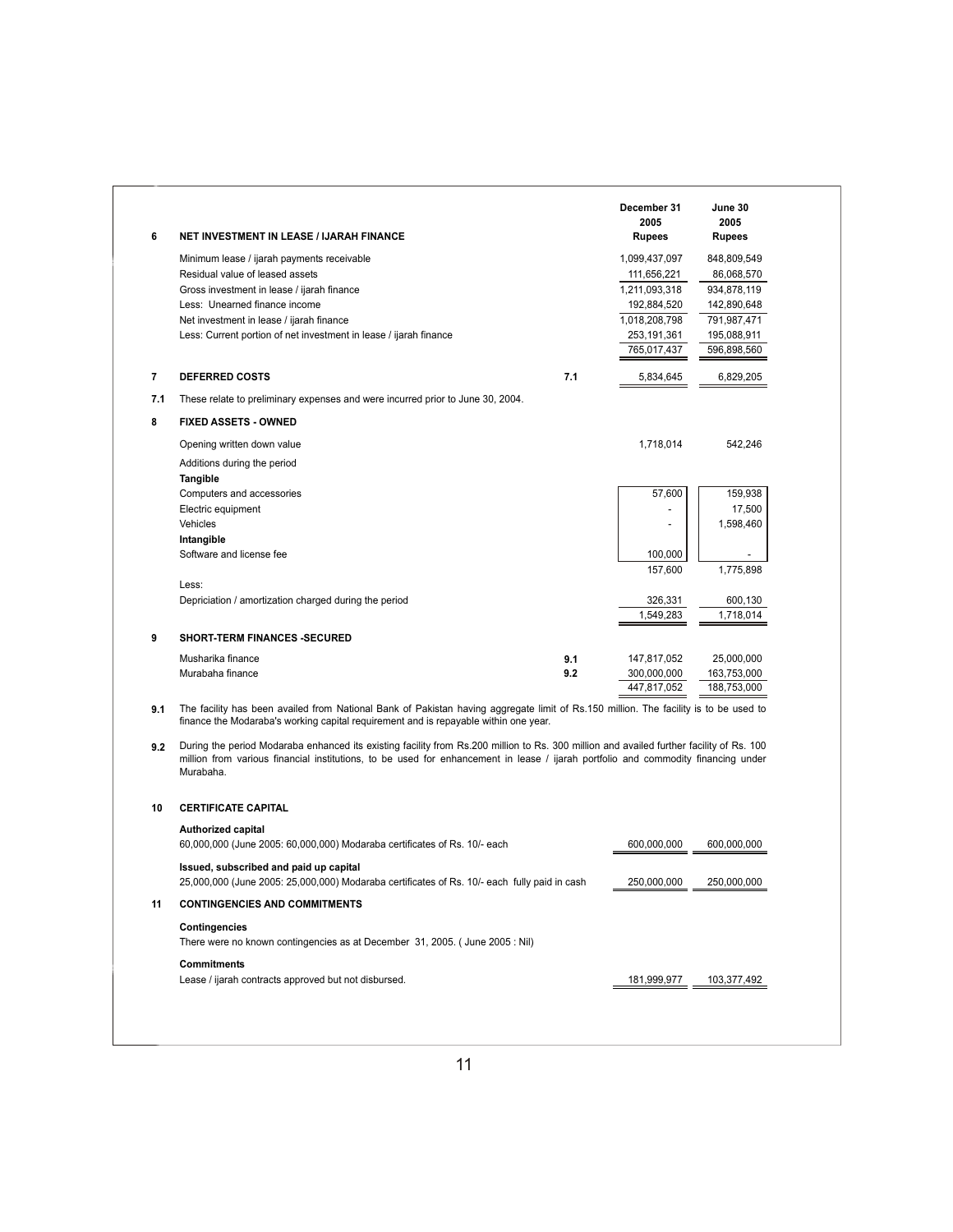| | | Note | December 31 2005 Rupees | June 30 2005 Rupees |
|---|---|---|---|---|
| **6** | **NET INVESTMENT IN LEASE / IJARAH FINANCE** | | | |
| | Minimum lease / ijarah payments receivable | | 1,099,437,097 | 848,809,549 |
| | Residual value of leased assets | | 111,656,221 | 86,068,570 |
| | Gross investment in lease / ijarah finance | | 1,211,093,318 | 934,878,119 |
| | Less: Unearned finance income | | 192,884,520 | 142,890,648 |
| | Net investment in lease / ijarah finance | | 1,018,208,798 | 791,987,471 |
| | Less: Current portion of net investment in lease / ijarah finance | | 253,191,361 | 195,088,911 |
| | | | 765,017,437 | 596,898,560 |
| **7** | **DEFERRED COSTS** | 7.1 | 5,834,645 | 6,829,205 |

**7.1** These relate to preliminary expenses and were incurred prior to June 30, 2004.

| | | December 31 2005 Rupees | June 30 2005 Rupees |
|---|---|---|---|
| **8** | **FIXED ASSETS - OWNED** | | |
| | Opening written down value | 1,718,014 | 542,246 |
| | Additions during the period | | |
| | **Tangible** | | |
| | Computers and accessories | 57,600 | 159,938 |
| | Electric equipment | - | 17,500 |
| | Vehicles | - | 1,598,460 |
| | **Intangible** | | |
| | Software and license fee | 100,000 | - |
| | | 157,600 | 1,775,898 |
| | Less: | | |
| | Depriciation / amortization charged during the period | 326,331 | 600,130 |
| | | 1,549,283 | 1,718,014 |

| | | Note | December 31 2005 Rupees | June 30 2005 Rupees |
|---|---|---|---|---|
| **9** | **SHORT-TERM FINANCES -SECURED** | | | |
| | Musharika finance | 9.1 | 147,817,052 | 25,000,000 |
| | Murabaha finance | 9.2 | 300,000,000 | 163,753,000 |
| | | | 447,817,052 | 188,753,000 |

**9.1** The facility has been availed from National Bank of Pakistan having aggregate limit of Rs.150 million. The facility is to be used to finance the Modaraba's working capital requirement and is repayable within one year.

**9.2** During the period Modaraba enhanced its existing facility from Rs.200 million to Rs. 300 million and availed further facility of Rs. 100 million from various financial institutions, to be used for enhancement in lease / ijarah portfolio and commodity financing under Murabaha.

**10 CERTIFICATE CAPITAL**

| | December 31 2005 Rupees | June 30 2005 Rupees |
|---|---|---|
| **Authorized capital** | | |
| 60,000,000 (June 2005: 60,000,000) Modaraba certificates of Rs. 10/- each | 600,000,000 | 600,000,000 |
| **Issued, subscribed and paid up capital** | | |
| 25,000,000 (June 2005: 25,000,000) Modaraba certificates of Rs. 10/- each fully paid in cash | 250,000,000 | 250,000,000 |

**11 CONTINGENCIES AND COMMITMENTS**

**Contingencies**

There were no known contingencies as at December 31, 2005. ( June 2005 : Nil)

**Commitments**

| | December 31 2005 Rupees | June 30 2005 Rupees |
|---|---|---|
| Lease / ijarah contracts approved but not disbursed. | 181,999,977 | 103,377,492 |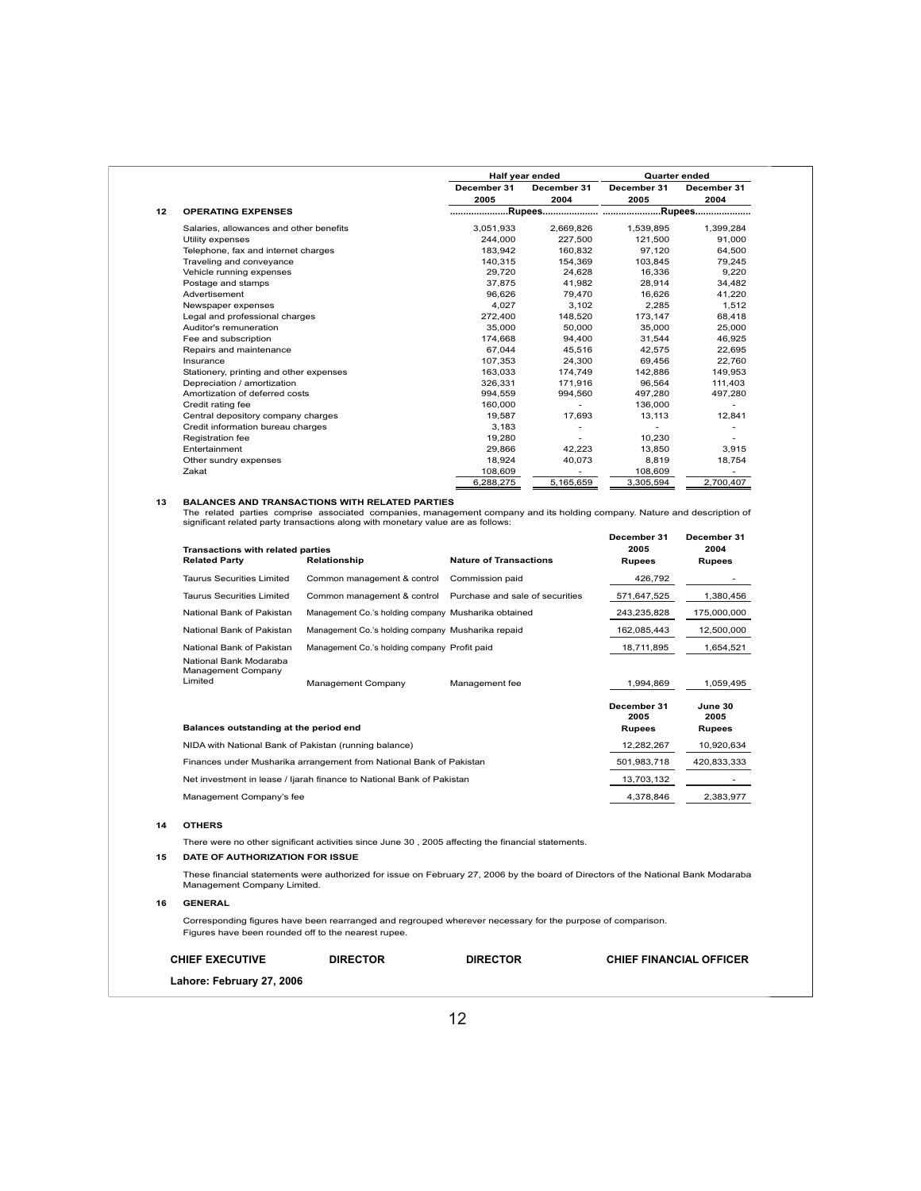| 12 | | Half year ended | | Quarter ended | |
|---|---|---|---|---|---|
| | | December 31 2005 | December 31 2004 | December 31 2005 | December 31 2004 |
| 12 | **OPERATING EXPENSES** | ......................Rupees...................... | | ......................Rupees...................... | |
| | Salaries, allowances and other benefits | 3,051,933 | 2,669,826 | 1,539,895 | 1,399,284 |
| | Utility expenses | 244,000 | 227,500 | 121,500 | 91,000 |
| | Telephone, fax and internet charges | 183,942 | 160,832 | 97,120 | 64,500 |
| | Traveling and conveyance | 140,315 | 154,369 | 103,845 | 79,245 |
| | Vehicle running expenses | 29,720 | 24,628 | 16,336 | 9,220 |
| | Postage and stamps | 37,875 | 41,982 | 28,914 | 34,482 |
| | Advertisement | 96,626 | 79,470 | 16,626 | 41,220 |
| | Newspaper expenses | 4,027 | 3,102 | 2,285 | 1,512 |
| | Legal and professional charges | 272,400 | 148,520 | 173,147 | 68,418 |
| | Auditor's remuneration | 35,000 | 50,000 | 35,000 | 25,000 |
| | Fee and subscription | 174,668 | 94,400 | 31,544 | 46,925 |
| | Repairs and maintenance | 67,044 | 45,516 | 42,575 | 22,695 |
| | Insurance | 107,353 | 24,300 | 69,456 | 22,760 |
| | Stationery, printing and other expenses | 163,033 | 174,749 | 142,886 | 149,953 |
| | Depreciation / amortization | 326,331 | 171,916 | 96,564 | 111,403 |
| | Amortization of deferred costs | 994,559 | 994,560 | 497,280 | 497,280 |
| | Credit rating fee | 160,000 | - | 136,000 | - |
| | Central depository company charges | 19,587 | 17,693 | 13,113 | 12,841 |
| | Credit information bureau charges | 3,183 | - | - | - |
| | Registration fee | 19,280 | - | 10,230 | - |
| | Entertainment | 29,866 | 42,223 | 13,850 | 3,915 |
| | Other sundry expenses | 18,924 | 40,073 | 8,819 | 18,754 |
| | Zakat | 108,609 | - | 108,609 | - |
| | | 6,288,275 | 5,165,659 | 3,305,594 | 2,700,407 |

## 13 BALANCES AND TRANSACTIONS WITH RELATED PARTIES

The related parties comprise associated companies, management company and its holding company. Nature and description of significant related party transactions along with monetary value are as follows:

| **Transactions with related parties** | | | December 31 2005 | December 31 2004 |
|---|---|---|---|---|
| **Related Party** | **Relationship** | **Nature of Transactions** | **Rupees** | **Rupees** |
| Taurus Securities Limited | Common management & control | Commission paid | 426,792 | - |
| Taurus Securities Limited | Common management & control | Purchase and sale of securities | 571,647,525 | 1,380,456 |
| National Bank of Pakistan | Management Co.'s holding company | Musharika obtained | 243,235,828 | 175,000,000 |
| National Bank of Pakistan | Management Co.'s holding company | Musharika repaid | 162,085,443 | 12,500,000 |
| National Bank of Pakistan | Management Co.'s holding company | Profit paid | 18,711,895 | 1,654,521 |
| National Bank Modaraba Management Company Limited | Management Company | Management fee | 1,994,869 | 1,059,495 |

| **Balances outstanding at the period end** | December 31 2005 **Rupees** | June 30 2005 **Rupees** |
|---|---|---|
| NIDA with National Bank of Pakistan (running balance) | 12,282,267 | 10,920,634 |
| Finances under Musharika arrangement from National Bank of Pakistan | 501,983,718 | 420,833,333 |
| Net investment in lease / Ijarah finance to National Bank of Pakistan | 13,703,132 | - |
| Management Company's fee | 4,378,846 | 2,383,977 |

## 14 OTHERS

There were no other significant activities since June 30 , 2005 affecting the financial statements.

## 15 DATE OF AUTHORIZATION FOR ISSUE

These financial statements were authorized for issue on February 27, 2006 by the board of Directors of the National Bank Modaraba Management Company Limited.

## 16 GENERAL

Corresponding figures have been rearranged and regrouped wherever necessary for the purpose of comparison.
Figures have been rounded off to the nearest rupee.

**CHIEF EXECUTIVE** | **DIRECTOR** | **DIRECTOR** | **CHIEF FINANCIAL OFFICER**

**Lahore: February 27, 2006**